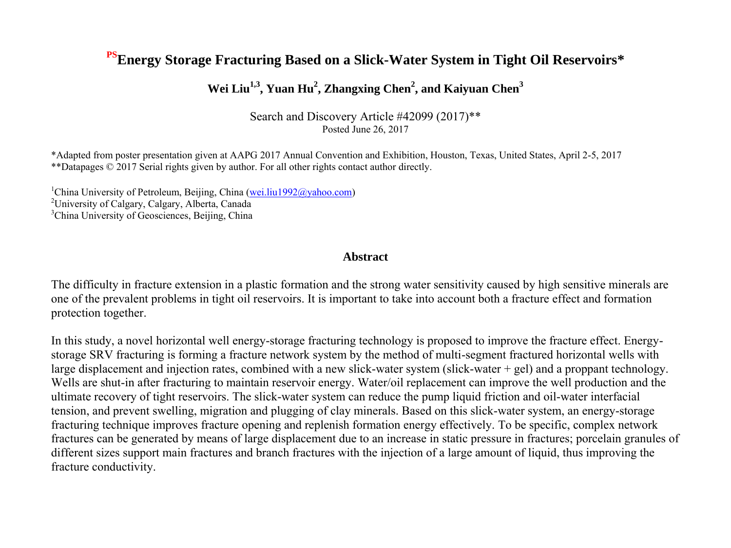# PSEnergy Storage Fracturing Based on a Slick-Water System in Tight Oil Reservoirs*

**Wei Liu[1,3], Yuan Hu[2], Zhangxing Chen[2], and Kaiyuan Chen[3]**

Search and Discovery Article #42099 (2017)**
Posted June 26, 2017

*Adapted from poster presentation given at AAPG 2017 Annual Convention and Exhibition, Houston, Texas, United States, April 2-5, 2017
**Datapages © 2017 Serial rights given by author. For all other rights contact author directly.

[1]China University of Petroleum, Beijing, China (wei.liu1992@yahoo.com)
[2]University of Calgary, Calgary, Alberta, Canada
[3]China University of Geosciences, Beijing, China

## Abstract

The difficulty in fracture extension in a plastic formation and the strong water sensitivity caused by high sensitive minerals are one of the prevalent problems in tight oil reservoirs. It is important to take into account both a fracture effect and formation protection together.

In this study, a novel horizontal well energy-storage fracturing technology is proposed to improve the fracture effect. Energy-storage SRV fracturing is forming a fracture network system by the method of multi-segment fractured horizontal wells with large displacement and injection rates, combined with a new slick-water system (slick-water + gel) and a proppant technology. Wells are shut-in after fracturing to maintain reservoir energy. Water/oil replacement can improve the well production and the ultimate recovery of tight reservoirs. The slick-water system can reduce the pump liquid friction and oil-water interfacial tension, and prevent swelling, migration and plugging of clay minerals. Based on this slick-water system, an energy-storage fracturing technique improves fracture opening and replenish formation energy effectively. To be specific, complex network fractures can be generated by means of large displacement due to an increase in static pressure in fractures; porcelain granules of different sizes support main fractures and branch fractures with the injection of a large amount of liquid, thus improving the fracture conductivity.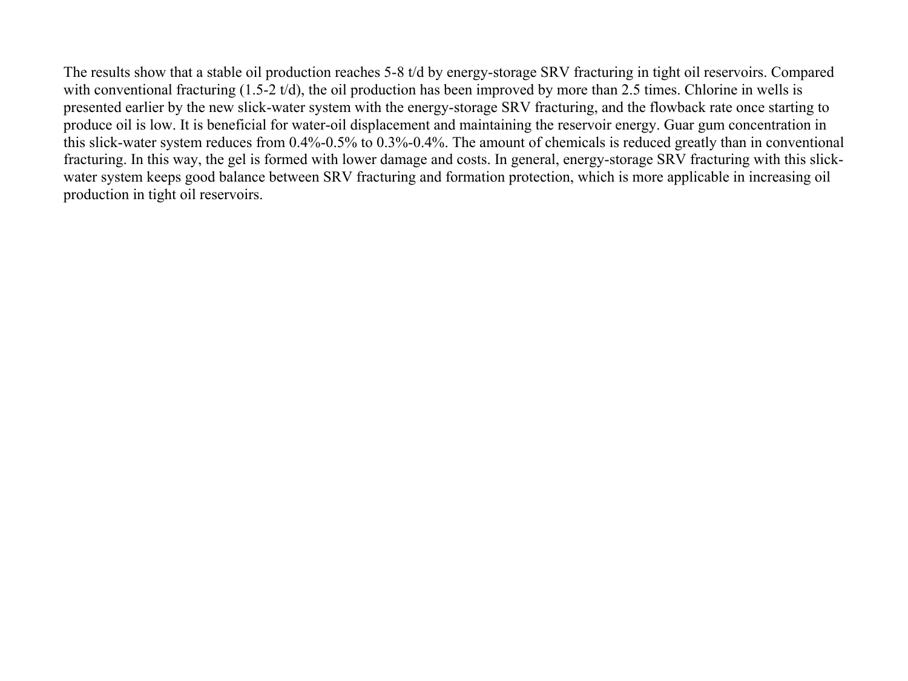The results show that a stable oil production reaches 5-8 t/d by energy-storage SRV fracturing in tight oil reservoirs. Compared with conventional fracturing (1.5-2 t/d), the oil production has been improved by more than 2.5 times. Chlorine in wells is presented earlier by the new slick-water system with the energy-storage SRV fracturing, and the flowback rate once starting to produce oil is low. It is beneficial for water-oil displacement and maintaining the reservoir energy. Guar gum concentration in this slick-water system reduces from 0.4%-0.5% to 0.3%-0.4%. The amount of chemicals is reduced greatly than in conventional fracturing. In this way, the gel is formed with lower damage and costs. In general, energy-storage SRV fracturing with this slick-water system keeps good balance between SRV fracturing and formation protection, which is more applicable in increasing oil production in tight oil reservoirs.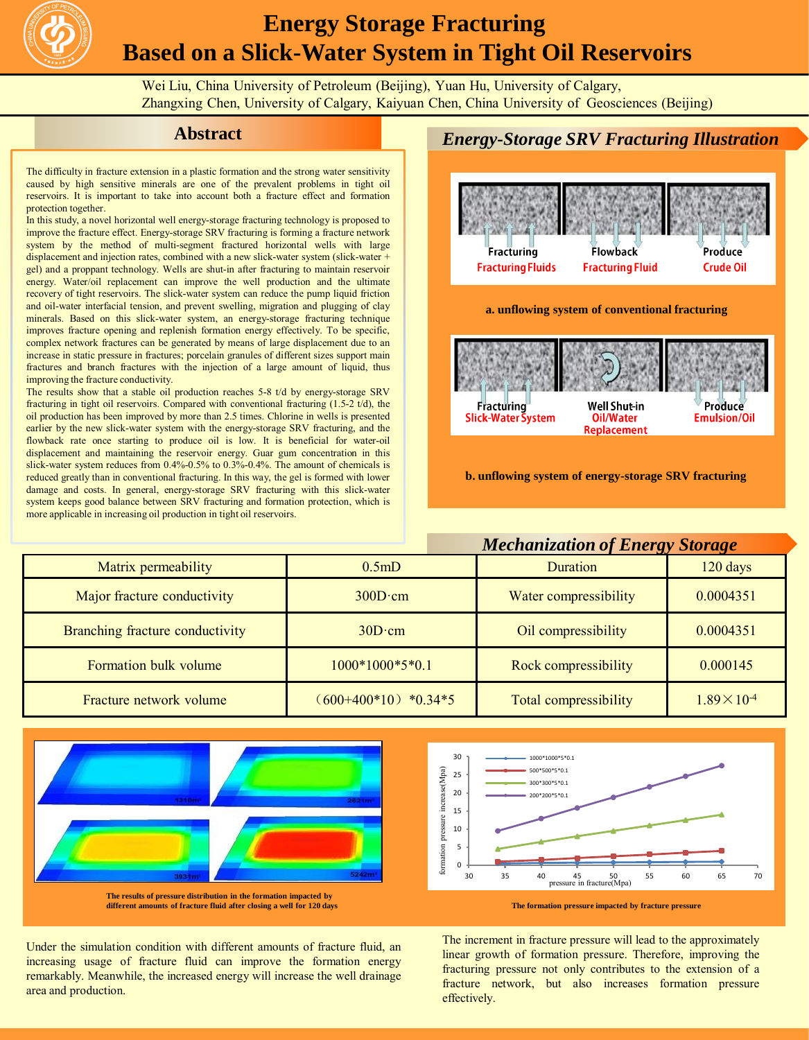# Energy Storage Fracturing Based on a Slick-Water System in Tight Oil Reservoirs

Wei Liu, China University of Petroleum (Beijing), Yuan Hu, University of Calgary,
Zhangxing Chen, University of Calgary, Kaiyuan Chen, China University of Geosciences (Beijing)

## Abstract

The difficulty in fracture extension in a plastic formation and the strong water sensitivity caused by high sensitive minerals are one of the prevalent problems in tight oil reservoirs. It is important to take into account both a fracture effect and formation protection together.

In this study, a novel horizontal well energy-storage fracturing technology is proposed to improve the fracture effect. Energy-storage SRV fracturing is forming a fracture network system by the method of multi-segment fractured horizontal wells with large displacement and injection rates, combined with a new slick-water system (slick-water + gel) and a proppant technology. Wells are shut-in after fracturing to maintain reservoir energy. Water/oil replacement can improve the well production and the ultimate recovery of tight reservoirs. The slick-water system can reduce the pump liquid friction and oil-water interfacial tension, and prevent swelling, migration and plugging of clay minerals. Based on this slick-water system, an energy-storage fracturing technique improves fracture opening and replenish formation energy effectively. To be specific, complex network fractures can be generated by means of large displacement due to an increase in static pressure in fractures; porcelain granules of different sizes support main fractures and branch fractures with the injection of a large amount of liquid, thus improving the fracture conductivity.

The results show that a stable oil production reaches 5-8 t/d by energy-storage SRV fracturing in tight oil reservoirs. Compared with conventional fracturing (1.5-2 t/d), the oil production has been improved by more than 2.5 times. Chlorine in wells is presented earlier by the new slick-water system with the energy-storage SRV fracturing, and the flowback rate once starting to produce oil is low. It is beneficial for water-oil displacement and maintaining the reservoir energy. Guar gum concentration in this slick-water system reduces from 0.4%-0.5% to 0.3%-0.4%. The amount of chemicals is reduced greatly than in conventional fracturing. In this way, the gel is formed with lower damage and costs. In general, energy-storage SRV fracturing with this slick-water system keeps good balance between SRV fracturing and formation protection, which is more applicable in increasing oil production in tight oil reservoirs.

## *Energy-Storage SRV Fracturing Illustration*

Fracturing — Fracturing Fluids; Flowback — Fracturing Fluid; Produce — Crude Oil

**a. unflowing system of conventional fracturing**

Fracturing — Slick-Water System; Well Shut-in — Oil/Water Replacement; Produce — Emulsion/Oil

**b. unflowing system of energy-storage SRV fracturing**

## *Mechanization of Energy Storage*

| Matrix permeability | 0.5mD | Duration | 120 days |
|---|---|---|---|
| Major fracture conductivity | 300D·cm | Water compressibility | 0.0004351 |
| Branching fracture conductivity | 30D·cm | Oil compressibility | 0.0004351 |
| Formation bulk volume | 1000*1000*5*0.1 | Rock compressibility | 0.000145 |
| Fracture network volume | （600+400*10）*0.34*5 | Total compressibility | $1.89\times10^{-4}$ |

1310m³ 2621m³ 3931m³ 5242m³

**The results of pressure distribution in the formation impacted by different amounts of fracture fluid after closing a well for 120 days**

**The formation pressure impacted by fracture pressure**

Under the simulation condition with different amounts of fracture fluid, an increasing usage of fracture fluid can improve the formation energy remarkably. Meanwhile, the increased energy will increase the well drainage area and production.

The increment in fracture pressure will lead to the approximately linear growth of formation pressure. Therefore, improving the fracturing pressure not only contributes to the extension of a fracture network, but also increases formation pressure effectively.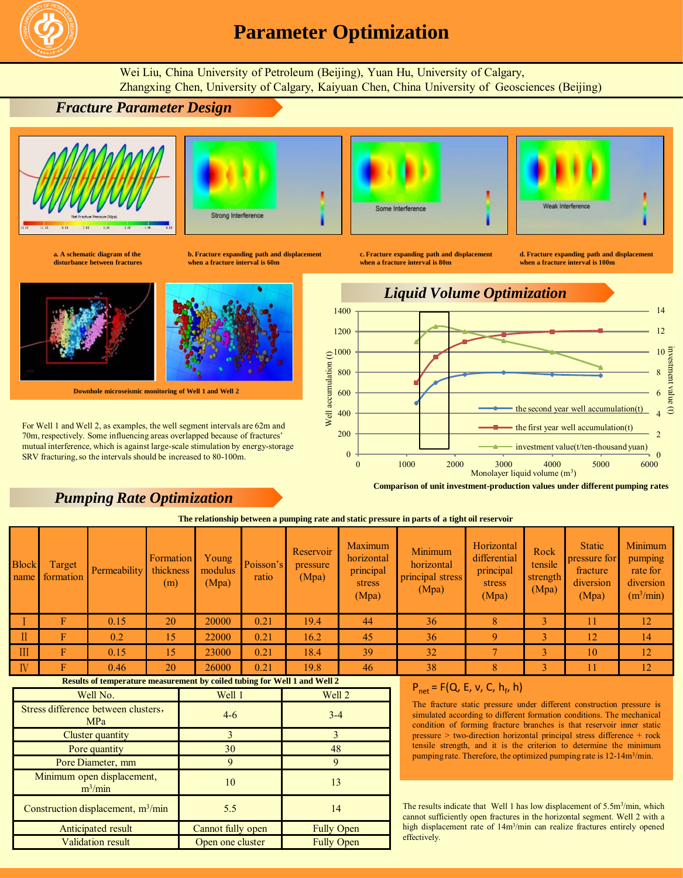# Parameter Optimization

Wei Liu, China University of Petroleum (Beijing), Yuan Hu, University of Calgary,
Zhangxing Chen, University of Calgary, Kaiyuan Chen, China University of Geosciences (Beijing)

## Fracture Parameter Design

a. A schematic diagram of the disturbance between fractures

b. Fracture expanding path and displacement when a fracture interval is 60m

c. Fracture expanding path and displacement when a fracture interval is 80m

d. Fracture expanding path and displacement when a fracture interval is 100m

Downhole microseismic monitoring of Well 1 and Well 2

For Well 1 and Well 2, as examples, the well segment intervals are 62m and 70m, respectively. Some influencing areas overlapped because of fractures' mutual interference, which is against large-scale stimulation by energy-storage SRV fracturing, so the intervals should be increased to 80-100m.

## Liquid Volume Optimization

Comparison of unit investment-production values under different pumping rates

## Pumping Rate Optimization

The relationship between a pumping rate and static pressure in parts of a tight oil reservoir

| Block name | Target formation | Permeability | Formation thickness (m) | Young modulus (Mpa) | Poisson's ratio | Reservoir pressure (Mpa) | Maximum horizontal principal stress (Mpa) | Minimum horizontal principal stress (Mpa) | Horizontal differential principal stress (Mpa) | Rock tensile strength (Mpa) | Static pressure for fracture diversion (Mpa) | Minimum pumping rate for diversion ($m^3$/min) |
|---|---|---|---|---|---|---|---|---|---|---|---|---|
| Ⅰ | F | 0.15 | 20 | 20000 | 0.21 | 19.4 | 44 | 36 | 8 | 3 | 11 | 12 |
| Ⅱ | F | 0.2 | 15 | 22000 | 0.21 | 16.2 | 45 | 36 | 9 | 3 | 12 | 14 |
| Ⅲ | F | 0.15 | 15 | 23000 | 0.21 | 18.4 | 39 | 32 | 7 | 3 | 10 | 12 |
| Ⅳ | F | 0.46 | 20 | 26000 | 0.21 | 19.8 | 46 | 38 | 8 | 3 | 11 | 12 |

$$P_{net} = F(Q, E, \nu, C, h_f, h)$$

The fracture static pressure under different construction pressure is simulated according to different formation conditions. The mechanical condition of forming fracture branches is that reservoir inner static pressure > two-direction horizontal principal stress difference + rock tensile strength, and it is the criterion to determine the minimum pumping rate. Therefore, the optimized pumping rate is 12-14$m^3$/min.

Results of temperature measurement by coiled tubing for Well 1 and Well 2

| Well No. | Well 1 | Well 2 |
|---|---|---|
| Stress difference between clusters, MPa | 4-6 | 3-4 |
| Cluster quantity | 3 | 3 |
| Pore quantity | 30 | 48 |
| Pore Diameter, mm | 9 | 9 |
| Minimum open displacement, $m^3$/min | 10 | 13 |
| Construction displacement, $m^3$/min | 5.5 | 14 |
| Anticipated result | Cannot fully open | Fully Open |
| Validation result | Open one cluster | Fully Open |

The results indicate that Well 1 has low displacement of 5.5$m^3$/min, which cannot sufficiently open fractures in the horizontal segment. Well 2 with a high displacement rate of 14$m^3$/min can realize fractures entirely opened effectively.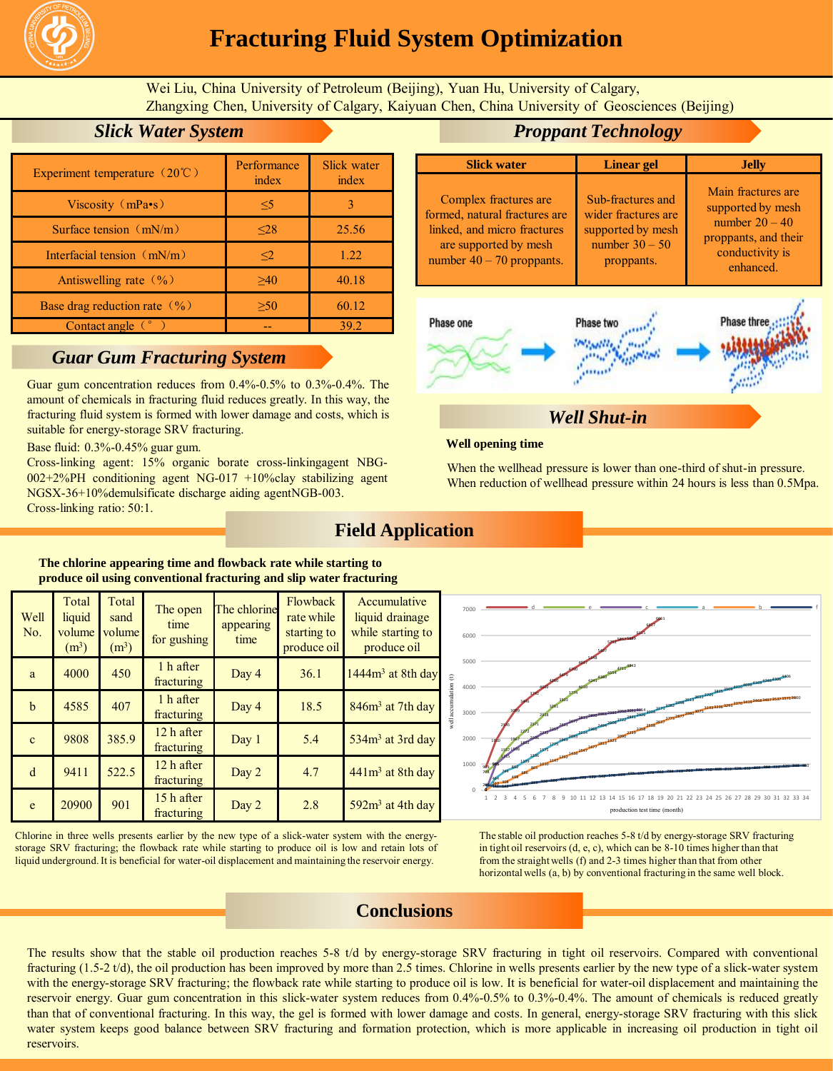# Fracturing Fluid System Optimization

Wei Liu, China University of Petroleum (Beijing), Yuan Hu, University of Calgary, Zhangxing Chen, University of Calgary, Kaiyuan Chen, China University of Geosciences (Beijing)

## Slick Water System

| Experiment temperature（20℃） | Performance index | Slick water index |
|---|---|---|
| Viscosity（mPa•s） | ≤5 | 3 |
| Surface tension（mN/m） | ≤28 | 25.56 |
| Interfacial tension（mN/m） | ≤2 | 1.22 |
| Antiswelling rate（%） | ≥40 | 40.18 |
| Base drag reduction rate（%） | ≥50 | 60.12 |
| Contact angle（°） | -- | 39.2 |

## Guar Gum Fracturing System

Guar gum concentration reduces from 0.4%-0.5% to 0.3%-0.4%. The amount of chemicals in fracturing fluid reduces greatly. In this way, the fracturing fluid system is formed with lower damage and costs, which is suitable for energy-storage SRV fracturing.

Base fluid: 0.3%-0.45% guar gum.

Cross-linking agent: 15% organic borate cross-linkingagent NBG-002+2%PH conditioning agent NG-017 +10%clay stabilizing agent NGSX-36+10%demulsificate discharge aiding agentNGB-003.

Cross-linking ratio: 50:1.

## Proppant Technology

| Slick water | Linear gel | Jelly |
|---|---|---|
| Complex fractures are formed, natural fractures are linked, and micro fractures are supported by mesh number 40 – 70 proppants. | Sub-fractures and wider fractures are supported by mesh number 30 – 50 proppants. | Main fractures are supported by mesh number 20 – 40 proppants, and their conductivity is enhanced. |

Phase one
Phase two
Phase three

## Well Shut-in

**Well opening time**

When the wellhead pressure is lower than one-third of shut-in pressure.
When reduction of wellhead pressure within 24 hours is less than 0.5Mpa.

## Field Application

**The chlorine appearing time and flowback rate while starting to produce oil using conventional fracturing and slip water fracturing**

| Well No. | Total liquid volume ($m^3$) | Total sand volume ($m^3$) | The open time for gushing | The chlorine appearing time | Flowback rate while starting to produce oil | Accumulative liquid drainage while starting to produce oil |
|---|---|---|---|---|---|---|
| a | 4000 | 450 | 1 h after fracturing | Day 4 | 36.1 | 1444$m^3$ at 8th day |
| b | 4585 | 407 | 1 h after fracturing | Day 4 | 18.5 | 846$m^3$ at 7th day |
| c | 9808 | 385.9 | 12 h after fracturing | Day 1 | 5.4 | 534$m^3$ at 3rd day |
| d | 9411 | 522.5 | 12 h after fracturing | Day 2 | 4.7 | 441$m^3$ at 8th day |
| e | 20900 | 901 | 15 h after fracturing | Day 2 | 2.8 | 592$m^3$ at 4th day |

Chlorine in three wells presents earlier by the new type of a slick-water system with the energy-storage SRV fracturing; the flowback rate while starting to produce oil is low and retain lots of liquid underground. It is beneficial for water-oil displacement and maintaining the reservoir energy.

d e c a b f
well accumulation (t)
production test time (month)

The stable oil production reaches 5-8 t/d by energy-storage SRV fracturing in tight oil reservoirs (d, e, c), which can be 8-10 times higher than that from the straight wells (f) and 2-3 times higher than that from other horizontal wells (a, b) by conventional fracturing in the same well block.

## Conclusions

The results show that the stable oil production reaches 5-8 t/d by energy-storage SRV fracturing in tight oil reservoirs. Compared with conventional fracturing (1.5-2 t/d), the oil production has been improved by more than 2.5 times. Chlorine in wells presents earlier by the new type of a slick-water system with the energy-storage SRV fracturing; the flowback rate while starting to produce oil is low. It is beneficial for water-oil displacement and maintaining the reservoir energy. Guar gum concentration in this slick-water system reduces from 0.4%-0.5% to 0.3%-0.4%. The amount of chemicals is reduced greatly than that of conventional fracturing. In this way, the gel is formed with lower damage and costs. In general, energy-storage SRV fracturing with this slick water system keeps good balance between SRV fracturing and formation protection, which is more applicable in increasing oil production in tight oil reservoirs.